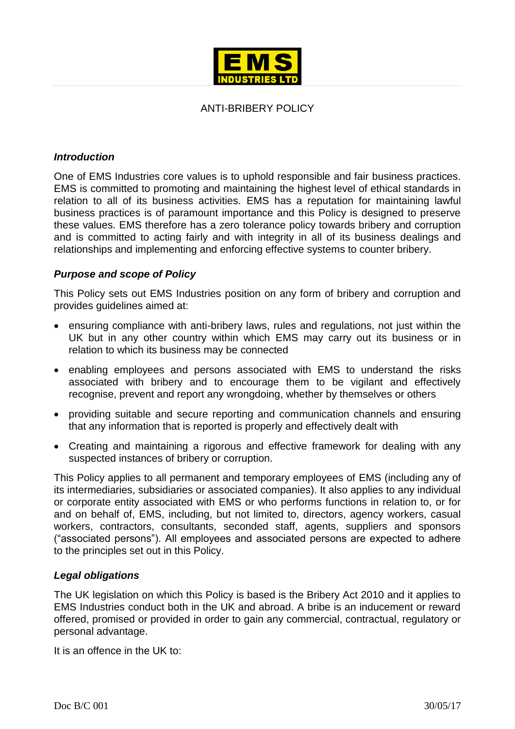EMS INDUSTRIES LTD

# ANTI-BRIBERY POLICY

### *Introduction*

One of EMS Industries core values is to uphold responsible and fair business practices. EMS is committed to promoting and maintaining the highest level of ethical standards in relation to all of its business activities. EMS has a reputation for maintaining lawful business practices is of paramount importance and this Policy is designed to preserve these values. EMS therefore has a zero tolerance policy towards bribery and corruption and is committed to acting fairly and with integrity in all of its business dealings and relationships and implementing and enforcing effective systems to counter bribery.

### *Purpose and scope of Policy*

This Policy sets out EMS Industries position on any form of bribery and corruption and provides guidelines aimed at:

- ensuring compliance with anti-bribery laws, rules and regulations, not just within the UK but in any other country within which EMS may carry out its business or in relation to which its business may be connected
- enabling employees and persons associated with EMS to understand the risks associated with bribery and to encourage them to be vigilant and effectively recognise, prevent and report any wrongdoing, whether by themselves or others
- providing suitable and secure reporting and communication channels and ensuring that any information that is reported is properly and effectively dealt with
- Creating and maintaining a rigorous and effective framework for dealing with any suspected instances of bribery or corruption.

This Policy applies to all permanent and temporary employees of EMS (including any of its intermediaries, subsidiaries or associated companies). It also applies to any individual or corporate entity associated with EMS or who performs functions in relation to, or for and on behalf of, EMS, including, but not limited to, directors, agency workers, casual workers, contractors, consultants, seconded staff, agents, suppliers and sponsors ("associated persons"). All employees and associated persons are expected to adhere to the principles set out in this Policy.

### *Legal obligations*

The UK legislation on which this Policy is based is the Bribery Act 2010 and it applies to EMS Industries conduct both in the UK and abroad. A bribe is an inducement or reward offered, promised or provided in order to gain any commercial, contractual, regulatory or personal advantage.

It is an offence in the UK to:

Doc B/C 001 30/05/17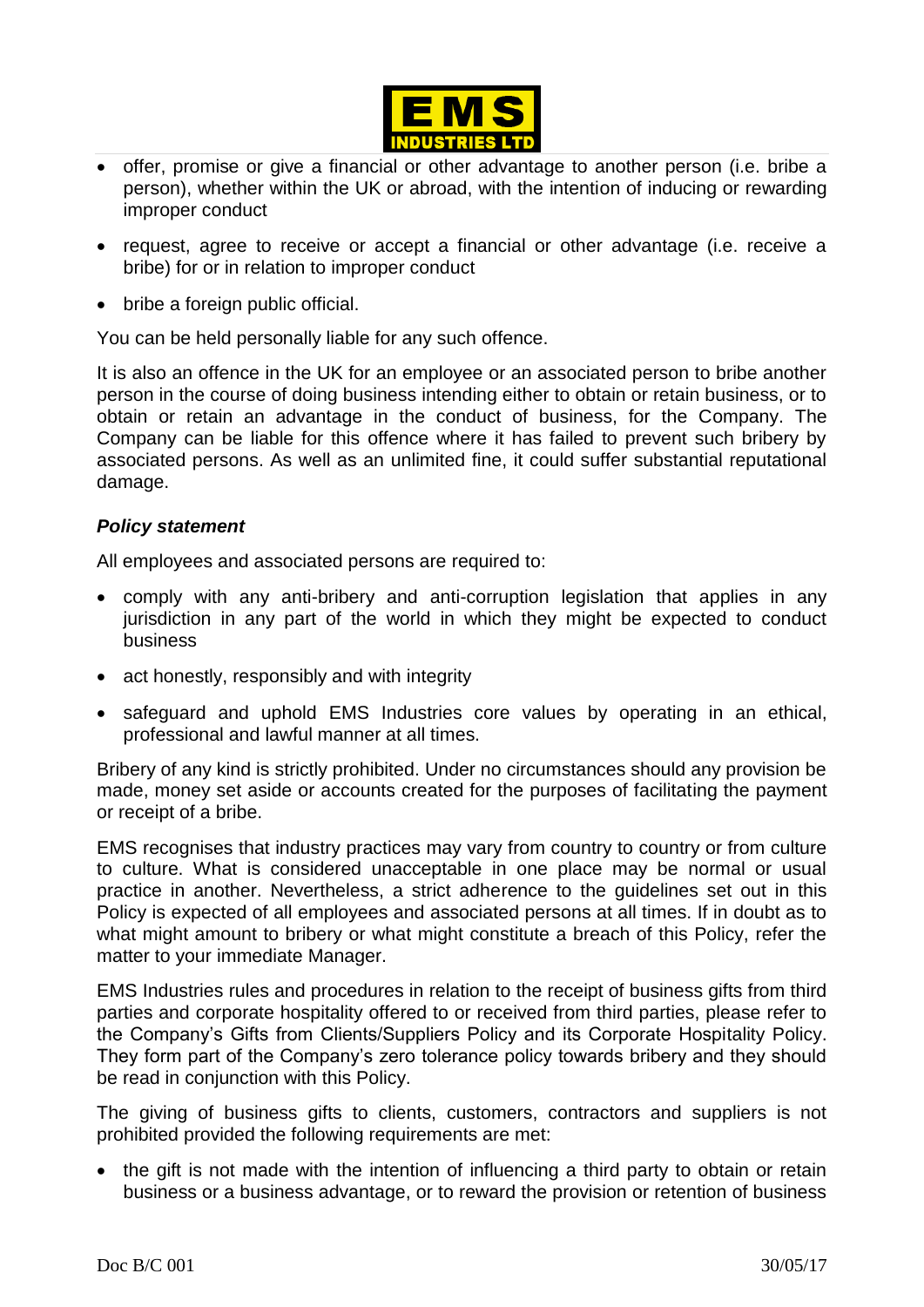- offer, promise or give a financial or other advantage to another person (i.e. bribe a person), whether within the UK or abroad, with the intention of inducing or rewarding improper conduct
- request, agree to receive or accept a financial or other advantage (i.e. receive a bribe) for or in relation to improper conduct
- bribe a foreign public official.

You can be held personally liable for any such offence.

It is also an offence in the UK for an employee or an associated person to bribe another person in the course of doing business intending either to obtain or retain business, or to obtain or retain an advantage in the conduct of business, for the Company. The Company can be liable for this offence where it has failed to prevent such bribery by associated persons. As well as an unlimited fine, it could suffer substantial reputational damage.

***Policy statement***

All employees and associated persons are required to:

- comply with any anti-bribery and anti-corruption legislation that applies in any jurisdiction in any part of the world in which they might be expected to conduct business
- act honestly, responsibly and with integrity
- safeguard and uphold EMS Industries core values by operating in an ethical, professional and lawful manner at all times.

Bribery of any kind is strictly prohibited. Under no circumstances should any provision be made, money set aside or accounts created for the purposes of facilitating the payment or receipt of a bribe.

EMS recognises that industry practices may vary from country to country or from culture to culture. What is considered unacceptable in one place may be normal or usual practice in another. Nevertheless, a strict adherence to the guidelines set out in this Policy is expected of all employees and associated persons at all times. If in doubt as to what might amount to bribery or what might constitute a breach of this Policy, refer the matter to your immediate Manager.

EMS Industries rules and procedures in relation to the receipt of business gifts from third parties and corporate hospitality offered to or received from third parties, please refer to the Company's Gifts from Clients/Suppliers Policy and its Corporate Hospitality Policy. They form part of the Company's zero tolerance policy towards bribery and they should be read in conjunction with this Policy.

The giving of business gifts to clients, customers, contractors and suppliers is not prohibited provided the following requirements are met:

- the gift is not made with the intention of influencing a third party to obtain or retain business or a business advantage, or to reward the provision or retention of business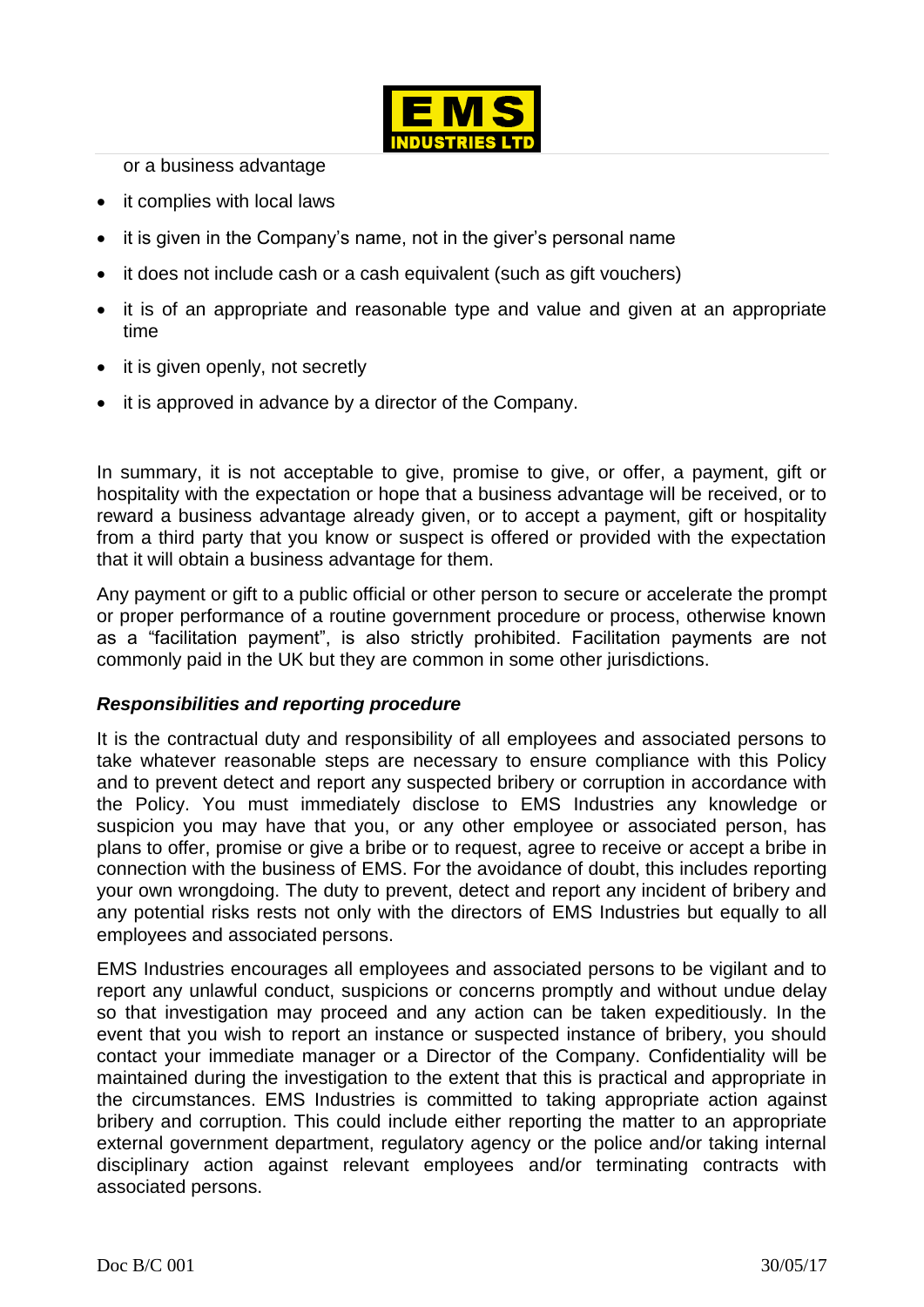or a business advantage

- it complies with local laws
- it is given in the Company's name, not in the giver's personal name
- it does not include cash or a cash equivalent (such as gift vouchers)
- it is of an appropriate and reasonable type and value and given at an appropriate time
- it is given openly, not secretly
- it is approved in advance by a director of the Company.

In summary, it is not acceptable to give, promise to give, or offer, a payment, gift or hospitality with the expectation or hope that a business advantage will be received, or to reward a business advantage already given, or to accept a payment, gift or hospitality from a third party that you know or suspect is offered or provided with the expectation that it will obtain a business advantage for them.

Any payment or gift to a public official or other person to secure or accelerate the prompt or proper performance of a routine government procedure or process, otherwise known as a "facilitation payment", is also strictly prohibited. Facilitation payments are not commonly paid in the UK but they are common in some other jurisdictions.

### *Responsibilities and reporting procedure*

It is the contractual duty and responsibility of all employees and associated persons to take whatever reasonable steps are necessary to ensure compliance with this Policy and to prevent detect and report any suspected bribery or corruption in accordance with the Policy. You must immediately disclose to EMS Industries any knowledge or suspicion you may have that you, or any other employee or associated person, has plans to offer, promise or give a bribe or to request, agree to receive or accept a bribe in connection with the business of EMS. For the avoidance of doubt, this includes reporting your own wrongdoing. The duty to prevent, detect and report any incident of bribery and any potential risks rests not only with the directors of EMS Industries but equally to all employees and associated persons.

EMS Industries encourages all employees and associated persons to be vigilant and to report any unlawful conduct, suspicions or concerns promptly and without undue delay so that investigation may proceed and any action can be taken expeditiously. In the event that you wish to report an instance or suspected instance of bribery, you should contact your immediate manager or a Director of the Company. Confidentiality will be maintained during the investigation to the extent that this is practical and appropriate in the circumstances. EMS Industries is committed to taking appropriate action against bribery and corruption. This could include either reporting the matter to an appropriate external government department, regulatory agency or the police and/or taking internal disciplinary action against relevant employees and/or terminating contracts with associated persons.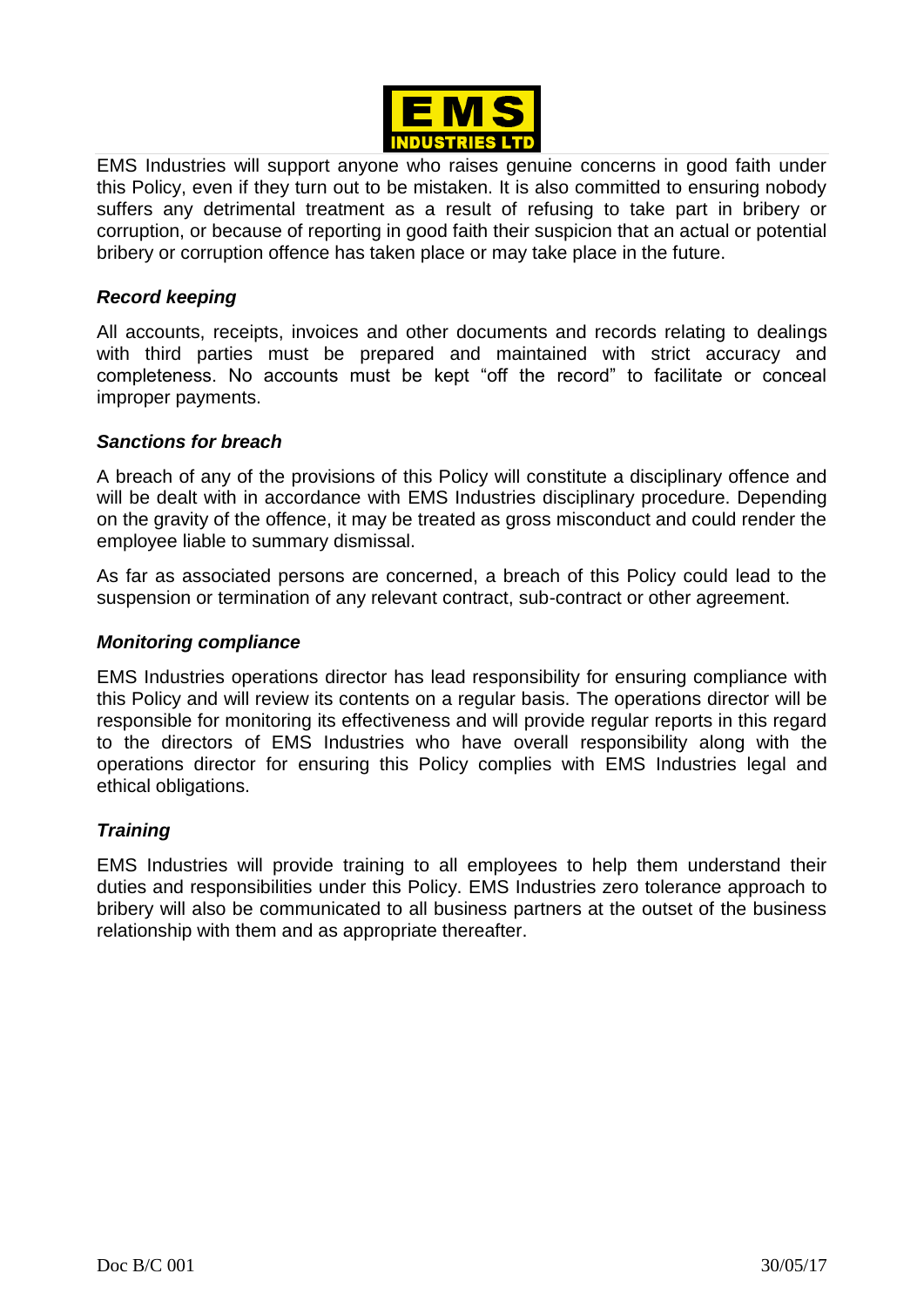EMS Industries will support anyone who raises genuine concerns in good faith under this Policy, even if they turn out to be mistaken. It is also committed to ensuring nobody suffers any detrimental treatment as a result of refusing to take part in bribery or corruption, or because of reporting in good faith their suspicion that an actual or potential bribery or corruption offence has taken place or may take place in the future.

### ***Record keeping***

All accounts, receipts, invoices and other documents and records relating to dealings with third parties must be prepared and maintained with strict accuracy and completeness. No accounts must be kept "off the record" to facilitate or conceal improper payments.

### ***Sanctions for breach***

A breach of any of the provisions of this Policy will constitute a disciplinary offence and will be dealt with in accordance with EMS Industries disciplinary procedure. Depending on the gravity of the offence, it may be treated as gross misconduct and could render the employee liable to summary dismissal.

As far as associated persons are concerned, a breach of this Policy could lead to the suspension or termination of any relevant contract, sub-contract or other agreement.

### ***Monitoring compliance***

EMS Industries operations director has lead responsibility for ensuring compliance with this Policy and will review its contents on a regular basis. The operations director will be responsible for monitoring its effectiveness and will provide regular reports in this regard to the directors of EMS Industries who have overall responsibility along with the operations director for ensuring this Policy complies with EMS Industries legal and ethical obligations.

### ***Training***

EMS Industries will provide training to all employees to help them understand their duties and responsibilities under this Policy. EMS Industries zero tolerance approach to bribery will also be communicated to all business partners at the outset of the business relationship with them and as appropriate thereafter.

Doc B/C 001 30/05/17